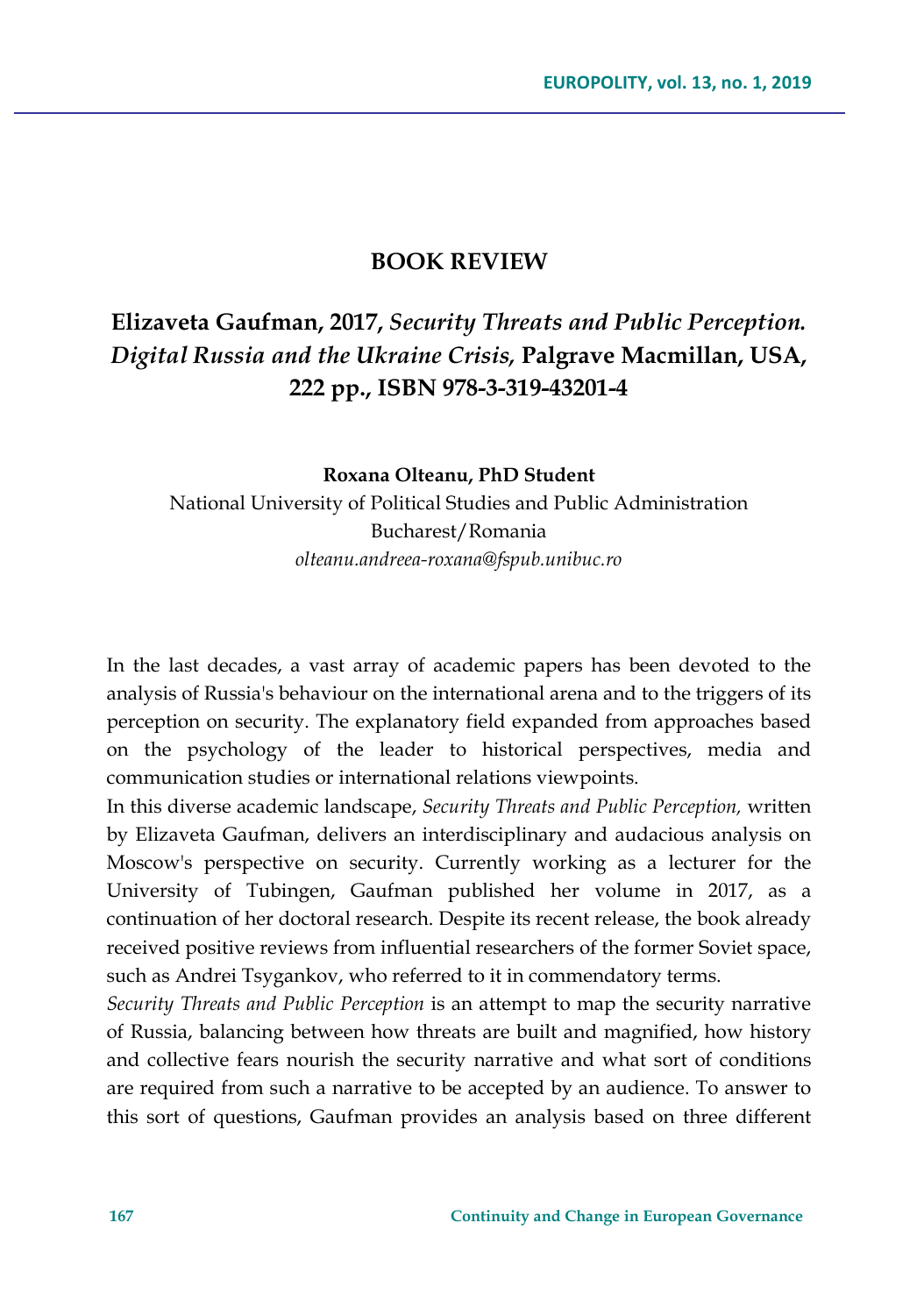# BOOK REVIEW

## Elizaveta Gaufman, 2017, *Security Threats and Public Perception. Digital Russia and the Ukraine Crisis,* Palgrave Macmillan, USA, 222 pp., ISBN 978-3-319-43201-4

**Roxana Olteanu, PhD Student**

National University of Political Studies and Public Administration
Bucharest/Romania
*olteanu.andreea-roxana@fspub.unibuc.ro*

In the last decades, a vast array of academic papers has been devoted to the analysis of Russia's behaviour on the international arena and to the triggers of its perception on security. The explanatory field expanded from approaches based on the psychology of the leader to historical perspectives, media and communication studies or international relations viewpoints.

In this diverse academic landscape, *Security Threats and Public Perception,* written by Elizaveta Gaufman, delivers an interdisciplinary and audacious analysis on Moscow's perspective on security. Currently working as a lecturer for the University of Tubingen, Gaufman published her volume in 2017, as a continuation of her doctoral research. Despite its recent release, the book already received positive reviews from influential researchers of the former Soviet space, such as Andrei Tsygankov, who referred to it in commendatory terms.

*Security Threats and Public Perception* is an attempt to map the security narrative of Russia, balancing between how threats are built and magnified, how history and collective fears nourish the security narrative and what sort of conditions are required from such a narrative to be accepted by an audience. To answer to this sort of questions, Gaufman provides an analysis based on three different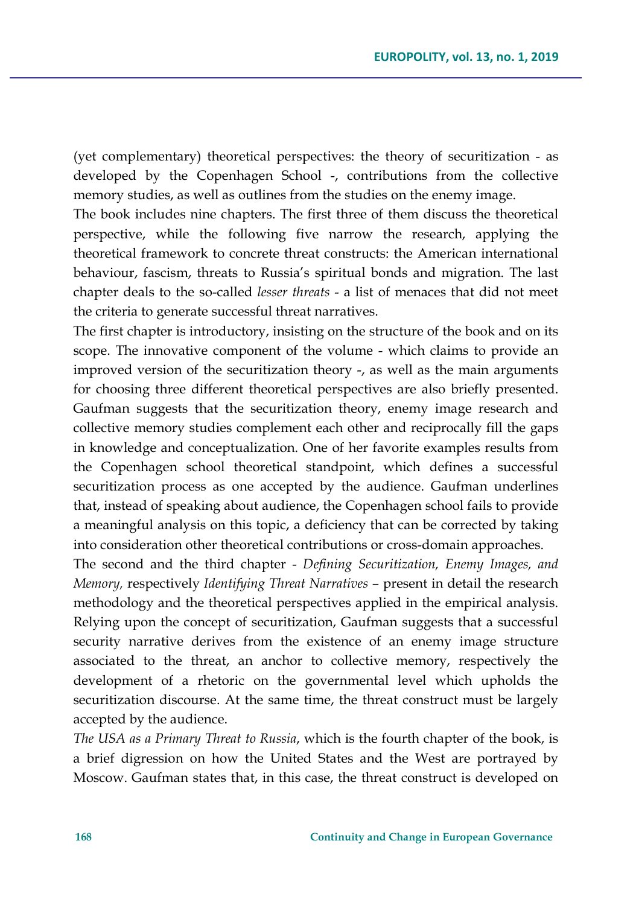(yet complementary) theoretical perspectives: the theory of securitization - as developed by the Copenhagen School -, contributions from the collective memory studies, as well as outlines from the studies on the enemy image.

The book includes nine chapters. The first three of them discuss the theoretical perspective, while the following five narrow the research, applying the theoretical framework to concrete threat constructs: the American international behaviour, fascism, threats to Russia's spiritual bonds and migration. The last chapter deals to the so-called *lesser threats* - a list of menaces that did not meet the criteria to generate successful threat narratives.

The first chapter is introductory, insisting on the structure of the book and on its scope. The innovative component of the volume - which claims to provide an improved version of the securitization theory -, as well as the main arguments for choosing three different theoretical perspectives are also briefly presented. Gaufman suggests that the securitization theory, enemy image research and collective memory studies complement each other and reciprocally fill the gaps in knowledge and conceptualization. One of her favorite examples results from the Copenhagen school theoretical standpoint, which defines a successful securitization process as one accepted by the audience. Gaufman underlines that, instead of speaking about audience, the Copenhagen school fails to provide a meaningful analysis on this topic, a deficiency that can be corrected by taking into consideration other theoretical contributions or cross-domain approaches.

The second and the third chapter - *Defining Securitization, Enemy Images, and Memory,* respectively *Identifying Threat Narratives* – present in detail the research methodology and the theoretical perspectives applied in the empirical analysis. Relying upon the concept of securitization, Gaufman suggests that a successful security narrative derives from the existence of an enemy image structure associated to the threat, an anchor to collective memory, respectively the development of a rhetoric on the governmental level which upholds the securitization discourse. At the same time, the threat construct must be largely accepted by the audience.

*The USA as a Primary Threat to Russia*, which is the fourth chapter of the book, is a brief digression on how the United States and the West are portrayed by Moscow. Gaufman states that, in this case, the threat construct is developed on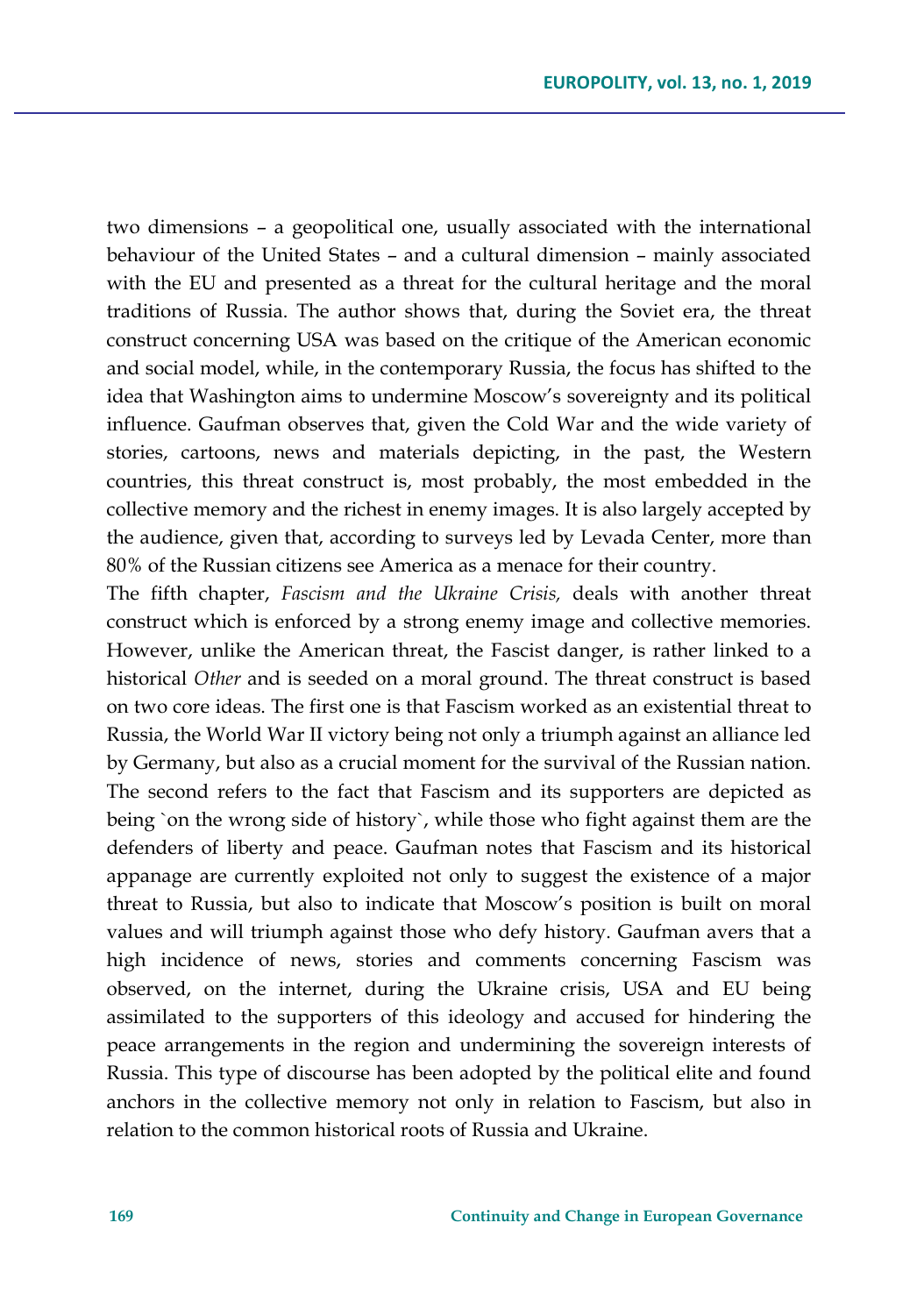two dimensions – a geopolitical one, usually associated with the international behaviour of the United States – and a cultural dimension – mainly associated with the EU and presented as a threat for the cultural heritage and the moral traditions of Russia. The author shows that, during the Soviet era, the threat construct concerning USA was based on the critique of the American economic and social model, while, in the contemporary Russia, the focus has shifted to the idea that Washington aims to undermine Moscow's sovereignty and its political influence. Gaufman observes that, given the Cold War and the wide variety of stories, cartoons, news and materials depicting, in the past, the Western countries, this threat construct is, most probably, the most embedded in the collective memory and the richest in enemy images. It is also largely accepted by the audience, given that, according to surveys led by Levada Center, more than 80% of the Russian citizens see America as a menace for their country.

The fifth chapter, *Fascism and the Ukraine Crisis,* deals with another threat construct which is enforced by a strong enemy image and collective memories. However, unlike the American threat, the Fascist danger, is rather linked to a historical *Other* and is seeded on a moral ground. The threat construct is based on two core ideas. The first one is that Fascism worked as an existential threat to Russia, the World War II victory being not only a triumph against an alliance led by Germany, but also as a crucial moment for the survival of the Russian nation. The second refers to the fact that Fascism and its supporters are depicted as being `on the wrong side of history`, while those who fight against them are the defenders of liberty and peace. Gaufman notes that Fascism and its historical appanage are currently exploited not only to suggest the existence of a major threat to Russia, but also to indicate that Moscow's position is built on moral values and will triumph against those who defy history. Gaufman avers that a high incidence of news, stories and comments concerning Fascism was observed, on the internet, during the Ukraine crisis, USA and EU being assimilated to the supporters of this ideology and accused for hindering the peace arrangements in the region and undermining the sovereign interests of Russia. This type of discourse has been adopted by the political elite and found anchors in the collective memory not only in relation to Fascism, but also in relation to the common historical roots of Russia and Ukraine.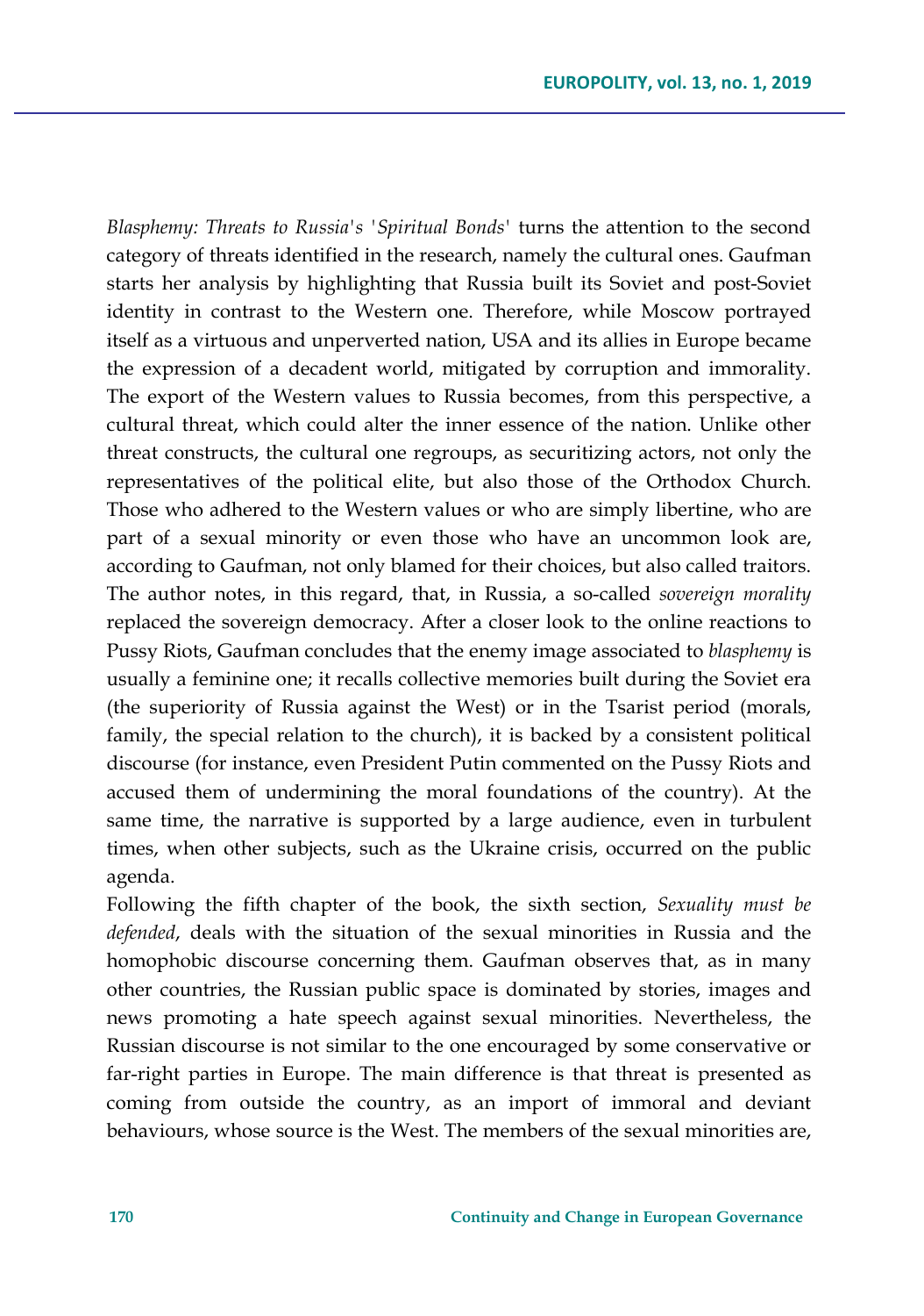*Blasphemy: Threats to Russia's 'Spiritual Bonds'* turns the attention to the second category of threats identified in the research, namely the cultural ones. Gaufman starts her analysis by highlighting that Russia built its Soviet and post-Soviet identity in contrast to the Western one. Therefore, while Moscow portrayed itself as a virtuous and unperverted nation, USA and its allies in Europe became the expression of a decadent world, mitigated by corruption and immorality. The export of the Western values to Russia becomes, from this perspective, a cultural threat, which could alter the inner essence of the nation. Unlike other threat constructs, the cultural one regroups, as securitizing actors, not only the representatives of the political elite, but also those of the Orthodox Church. Those who adhered to the Western values or who are simply libertine, who are part of a sexual minority or even those who have an uncommon look are, according to Gaufman, not only blamed for their choices, but also called traitors. The author notes, in this regard, that, in Russia, a so-called *sovereign morality* replaced the sovereign democracy. After a closer look to the online reactions to Pussy Riots, Gaufman concludes that the enemy image associated to *blasphemy* is usually a feminine one; it recalls collective memories built during the Soviet era (the superiority of Russia against the West) or in the Tsarist period (morals, family, the special relation to the church), it is backed by a consistent political discourse (for instance, even President Putin commented on the Pussy Riots and accused them of undermining the moral foundations of the country). At the same time, the narrative is supported by a large audience, even in turbulent times, when other subjects, such as the Ukraine crisis, occurred on the public agenda.

Following the fifth chapter of the book, the sixth section, *Sexuality must be defended*, deals with the situation of the sexual minorities in Russia and the homophobic discourse concerning them. Gaufman observes that, as in many other countries, the Russian public space is dominated by stories, images and news promoting a hate speech against sexual minorities. Nevertheless, the Russian discourse is not similar to the one encouraged by some conservative or far-right parties in Europe. The main difference is that threat is presented as coming from outside the country, as an import of immoral and deviant behaviours, whose source is the West. The members of the sexual minorities are,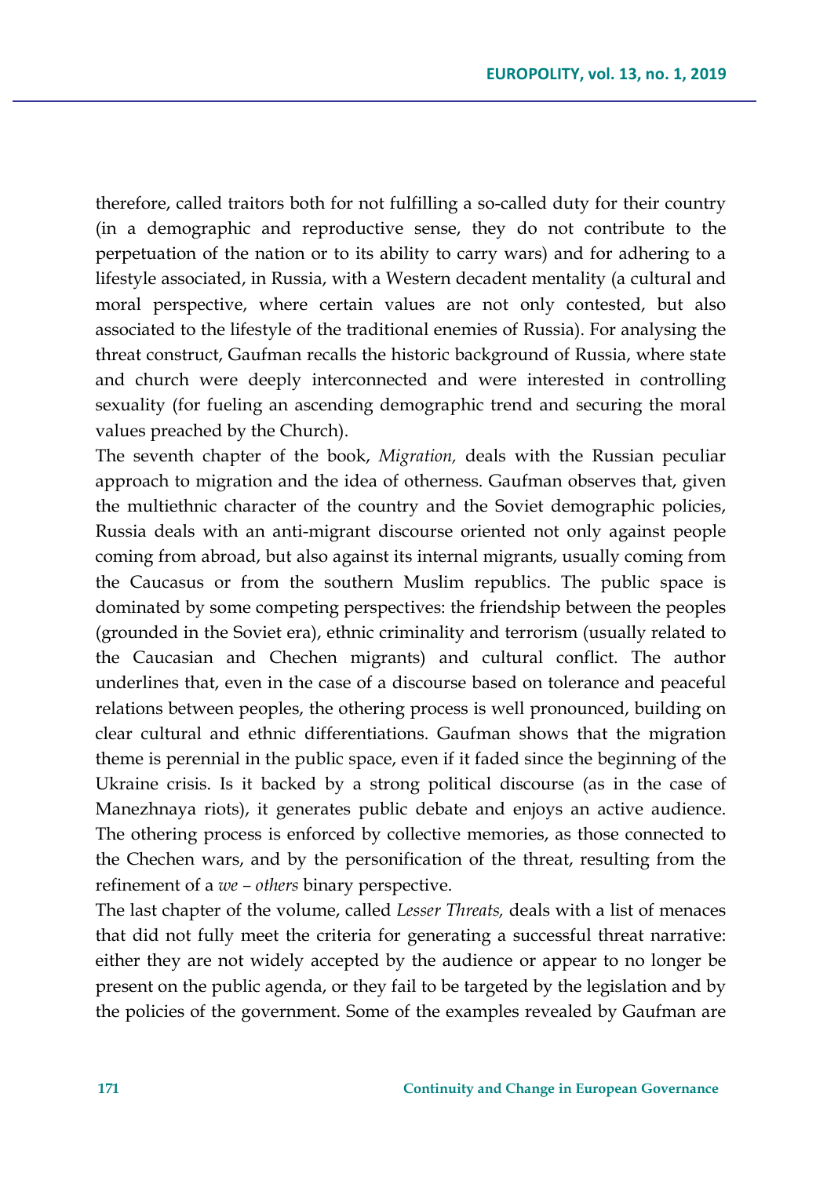therefore, called traitors both for not fulfilling a so-called duty for their country (in a demographic and reproductive sense, they do not contribute to the perpetuation of the nation or to its ability to carry wars) and for adhering to a lifestyle associated, in Russia, with a Western decadent mentality (a cultural and moral perspective, where certain values are not only contested, but also associated to the lifestyle of the traditional enemies of Russia). For analysing the threat construct, Gaufman recalls the historic background of Russia, where state and church were deeply interconnected and were interested in controlling sexuality (for fueling an ascending demographic trend and securing the moral values preached by the Church).

The seventh chapter of the book, *Migration,* deals with the Russian peculiar approach to migration and the idea of otherness. Gaufman observes that, given the multiethnic character of the country and the Soviet demographic policies, Russia deals with an anti-migrant discourse oriented not only against people coming from abroad, but also against its internal migrants, usually coming from the Caucasus or from the southern Muslim republics. The public space is dominated by some competing perspectives: the friendship between the peoples (grounded in the Soviet era), ethnic criminality and terrorism (usually related to the Caucasian and Chechen migrants) and cultural conflict. The author underlines that, even in the case of a discourse based on tolerance and peaceful relations between peoples, the othering process is well pronounced, building on clear cultural and ethnic differentiations. Gaufman shows that the migration theme is perennial in the public space, even if it faded since the beginning of the Ukraine crisis. Is it backed by a strong political discourse (as in the case of Manezhnaya riots), it generates public debate and enjoys an active audience. The othering process is enforced by collective memories, as those connected to the Chechen wars, and by the personification of the threat, resulting from the refinement of a *we – others* binary perspective.

The last chapter of the volume, called *Lesser Threats,* deals with a list of menaces that did not fully meet the criteria for generating a successful threat narrative: either they are not widely accepted by the audience or appear to no longer be present on the public agenda, or they fail to be targeted by the legislation and by the policies of the government. Some of the examples revealed by Gaufman are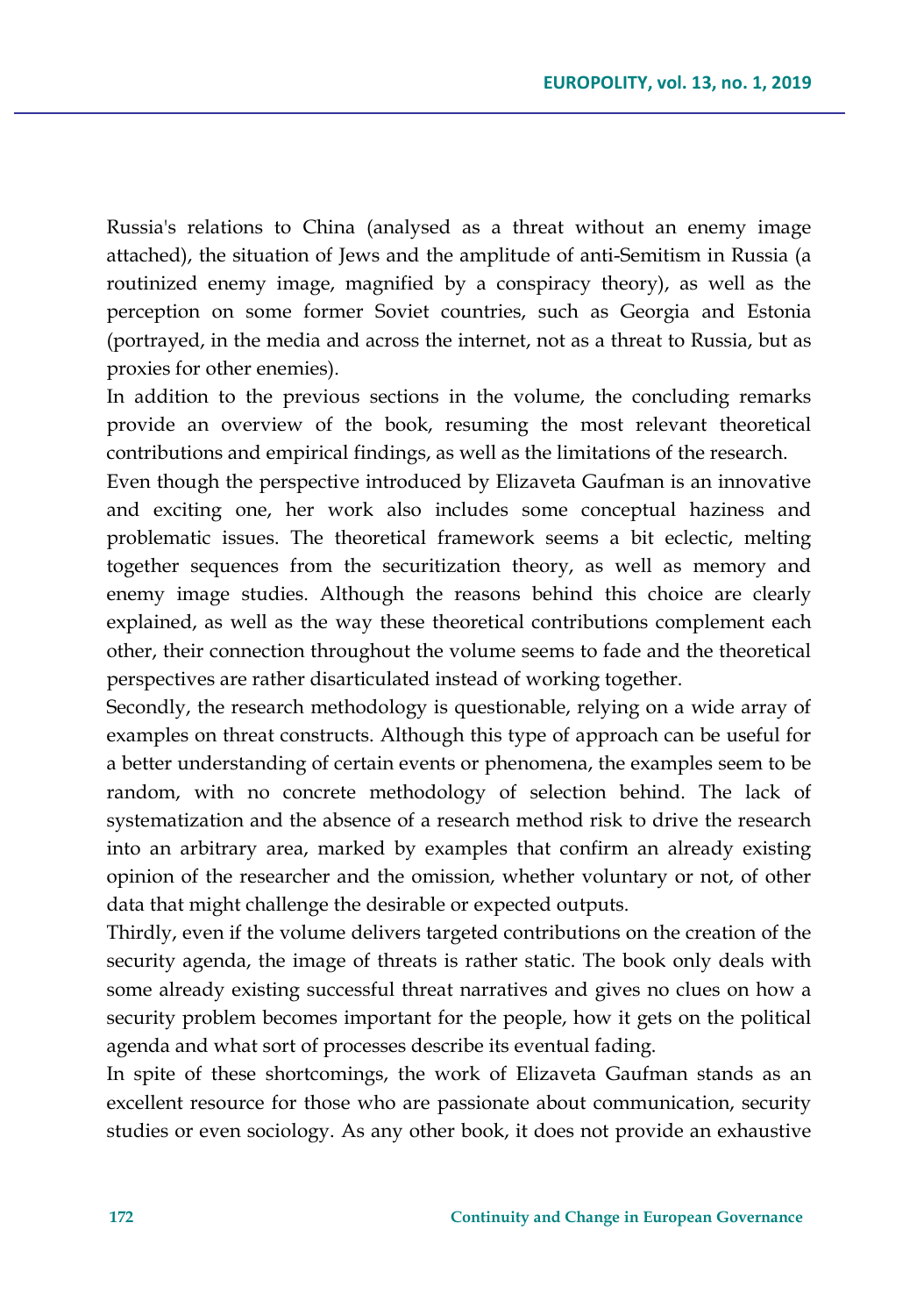Russia's relations to China (analysed as a threat without an enemy image attached), the situation of Jews and the amplitude of anti-Semitism in Russia (a routinized enemy image, magnified by a conspiracy theory), as well as the perception on some former Soviet countries, such as Georgia and Estonia (portrayed, in the media and across the internet, not as a threat to Russia, but as proxies for other enemies).

In addition to the previous sections in the volume, the concluding remarks provide an overview of the book, resuming the most relevant theoretical contributions and empirical findings, as well as the limitations of the research.

Even though the perspective introduced by Elizaveta Gaufman is an innovative and exciting one, her work also includes some conceptual haziness and problematic issues. The theoretical framework seems a bit eclectic, melting together sequences from the securitization theory, as well as memory and enemy image studies. Although the reasons behind this choice are clearly explained, as well as the way these theoretical contributions complement each other, their connection throughout the volume seems to fade and the theoretical perspectives are rather disarticulated instead of working together.

Secondly, the research methodology is questionable, relying on a wide array of examples on threat constructs. Although this type of approach can be useful for a better understanding of certain events or phenomena, the examples seem to be random, with no concrete methodology of selection behind. The lack of systematization and the absence of a research method risk to drive the research into an arbitrary area, marked by examples that confirm an already existing opinion of the researcher and the omission, whether voluntary or not, of other data that might challenge the desirable or expected outputs.

Thirdly, even if the volume delivers targeted contributions on the creation of the security agenda, the image of threats is rather static. The book only deals with some already existing successful threat narratives and gives no clues on how a security problem becomes important for the people, how it gets on the political agenda and what sort of processes describe its eventual fading.

In spite of these shortcomings, the work of Elizaveta Gaufman stands as an excellent resource for those who are passionate about communication, security studies or even sociology. As any other book, it does not provide an exhaustive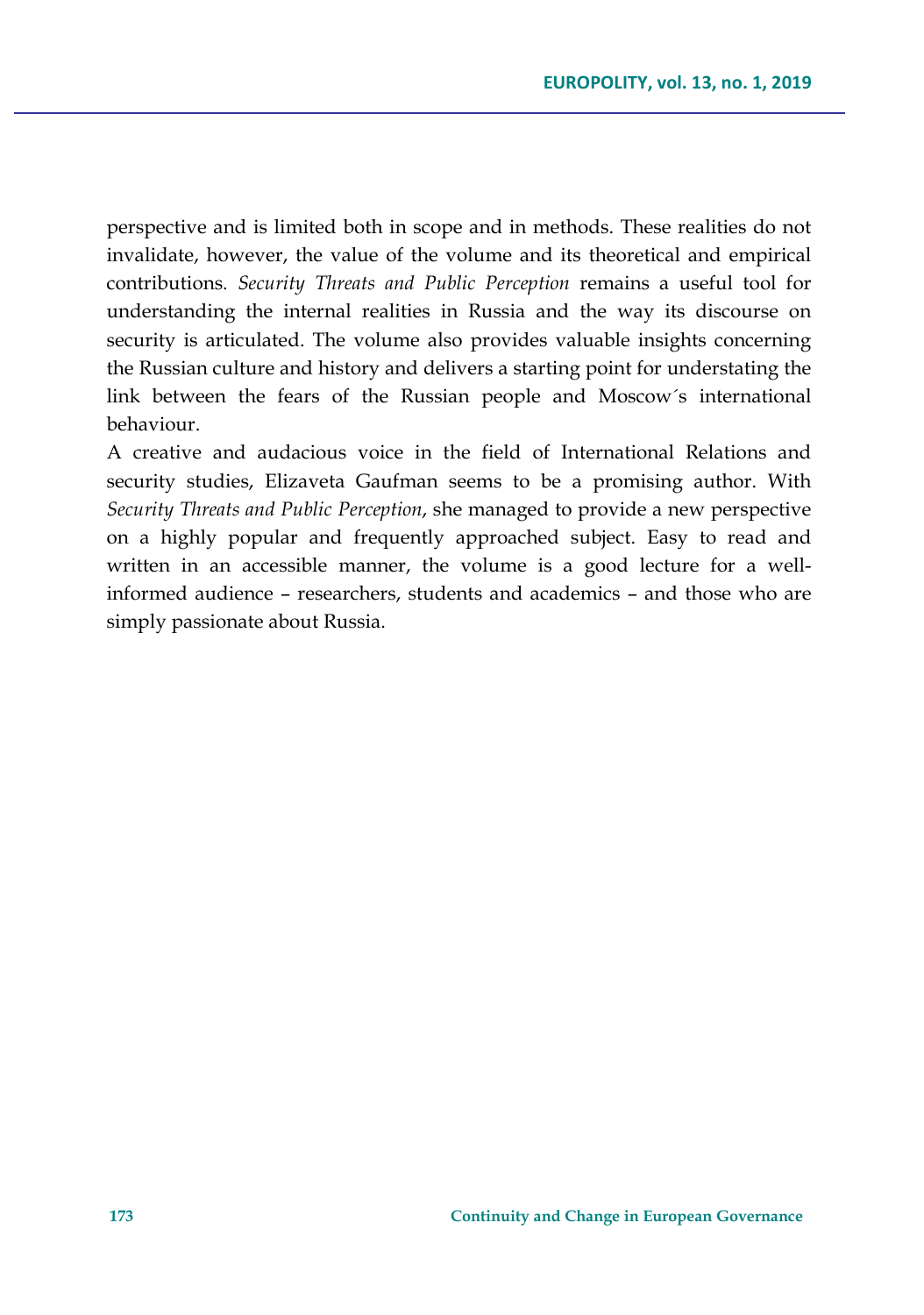perspective and is limited both in scope and in methods. These realities do not invalidate, however, the value of the volume and its theoretical and empirical contributions. *Security Threats and Public Perception* remains a useful tool for understanding the internal realities in Russia and the way its discourse on security is articulated. The volume also provides valuable insights concerning the Russian culture and history and delivers a starting point for understating the link between the fears of the Russian people and Moscow´s international behaviour.

A creative and audacious voice in the field of International Relations and security studies, Elizaveta Gaufman seems to be a promising author. With *Security Threats and Public Perception*, she managed to provide a new perspective on a highly popular and frequently approached subject. Easy to read and written in an accessible manner, the volume is a good lecture for a well-informed audience – researchers, students and academics – and those who are simply passionate about Russia.